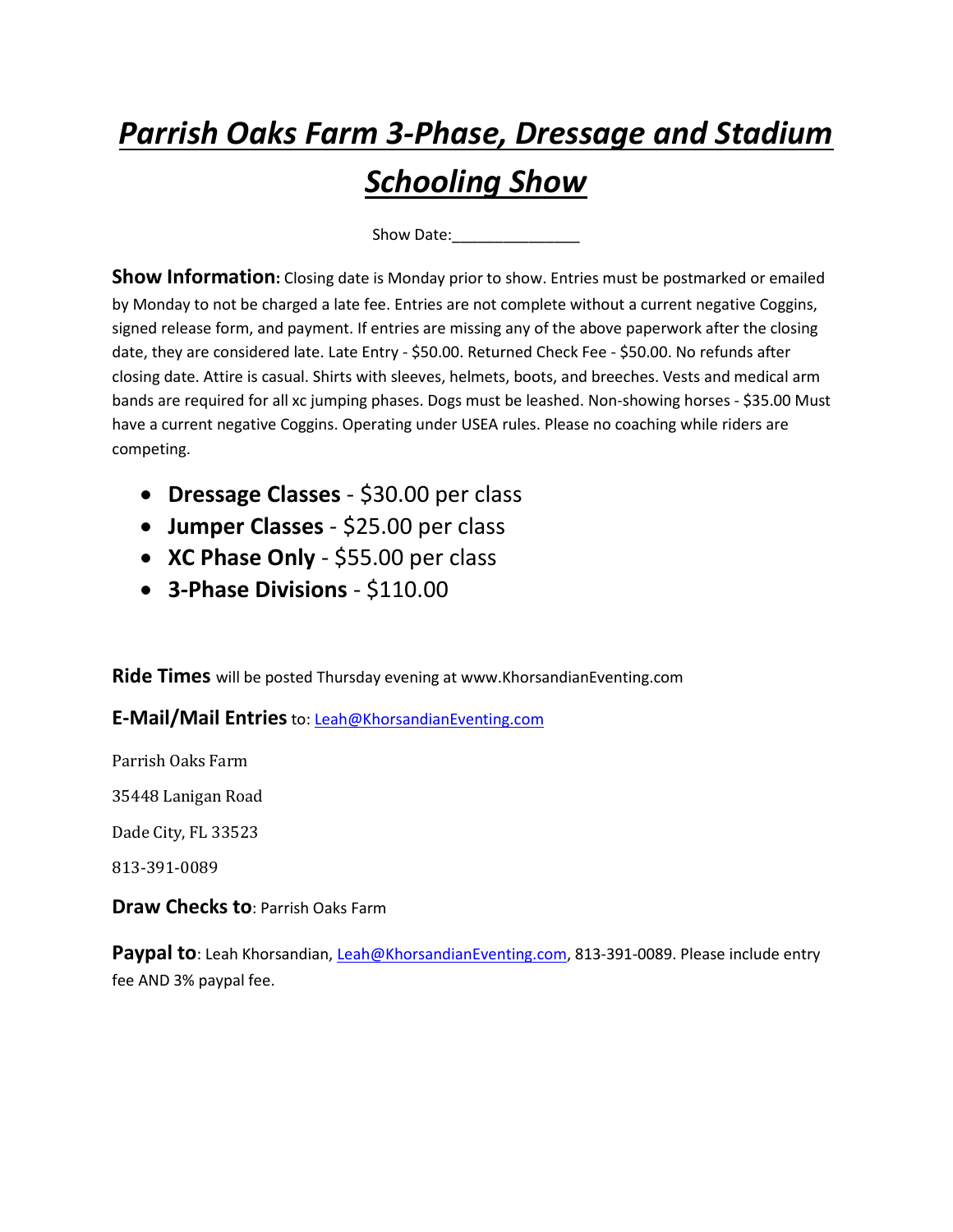# ***Parrish Oaks Farm 3-Phase, Dressage and Stadium Schooling Show***

Show Date:_______________

**Show Information:** Closing date is Monday prior to show. Entries must be postmarked or emailed by Monday to not be charged a late fee. Entries are not complete without a current negative Coggins, signed release form, and payment. If entries are missing any of the above paperwork after the closing date, they are considered late. Late Entry - $50.00. Returned Check Fee - $50.00. No refunds after closing date. Attire is casual. Shirts with sleeves, helmets, boots, and breeches. Vests and medical arm bands are required for all xc jumping phases. Dogs must be leashed. Non-showing horses - $35.00 Must have a current negative Coggins. Operating under USEA rules. Please no coaching while riders are competing.

- **Dressage Classes** - $30.00 per class
- **Jumper Classes** - $25.00 per class
- **XC Phase Only** - $55.00 per class
- **3-Phase Divisions** - $110.00

**Ride Times** will be posted Thursday evening at www.KhorsandianEventing.com

**E-Mail/Mail Entries** to: Leah@KhorsandianEventing.com

Parrish Oaks Farm

35448 Lanigan Road

Dade City, FL 33523

813-391-0089

**Draw Checks to**: Parrish Oaks Farm

**Paypal to**: Leah Khorsandian, Leah@KhorsandianEventing.com, 813-391-0089. Please include entry fee AND 3% paypal fee.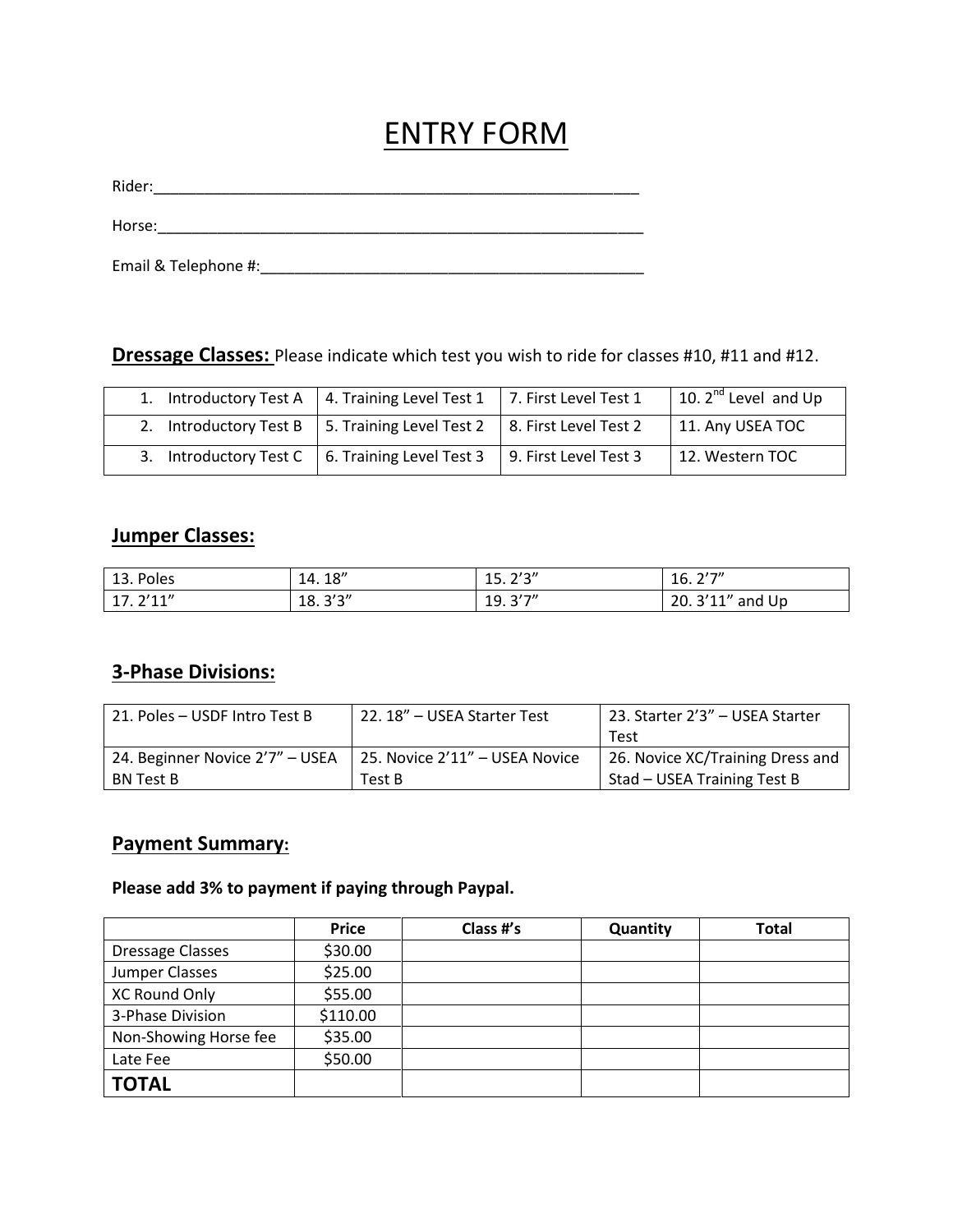# ENTRY FORM

Rider:___________________________________________________________

Horse:___________________________________________________________

Email & Telephone #:_______________________________________________

## **Dressage Classes:** Please indicate which test you wish to ride for classes #10, #11 and #12.

| | | | |
|---|---|---|---|
| 1. Introductory Test A | 4. Training Level Test 1 | 7. First Level Test 1 | 10. 2nd Level and Up |
| 2. Introductory Test B | 5. Training Level Test 2 | 8. First Level Test 2 | 11. Any USEA TOC |
| 3. Introductory Test C | 6. Training Level Test 3 | 9. First Level Test 3 | 12. Western TOC |

## Jumper Classes:

| | | | |
|---|---|---|---|
| 13. Poles | 14. 18” | 15. 2’3” | 16. 2’7” |
| 17. 2’11” | 18. 3’3” | 19. 3’7” | 20. 3’11” and Up |

## 3-Phase Divisions:

| | | |
|---|---|---|
| 21. Poles – USDF Intro Test B | 22. 18” – USEA Starter Test | 23. Starter 2’3” – USEA Starter Test |
| 24. Beginner Novice 2’7” – USEA BN Test B | 25. Novice 2’11” – USEA Novice Test B | 26. Novice XC/Training Dress and Stad – USEA Training Test B |

## Payment Summary:

**Please add 3% to payment if paying through Paypal.**

| | Price | Class #’s | Quantity | Total |
|---|---|---|---|---|
| Dressage Classes | $30.00 | | | |
| Jumper Classes | $25.00 | | | |
| XC Round Only | $55.00 | | | |
| 3-Phase Division | $110.00 | | | |
| Non-Showing Horse fee | $35.00 | | | |
| Late Fee | $50.00 | | | |
| **TOTAL** | | | | |